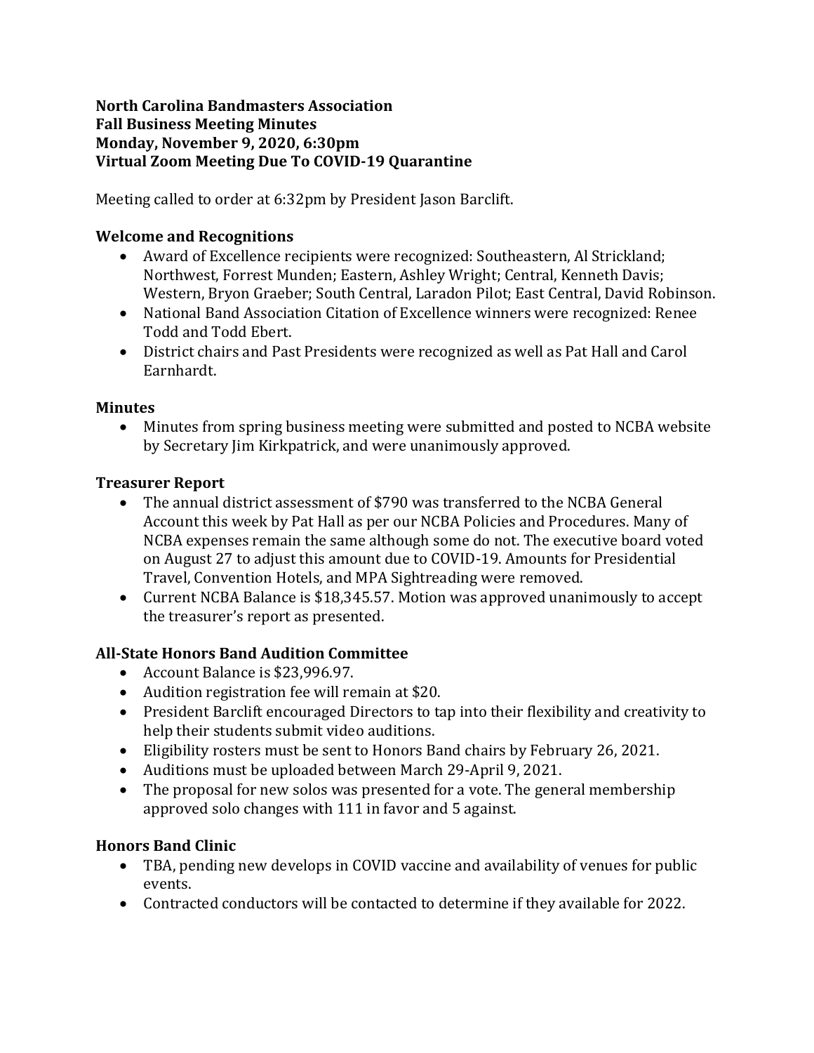**North Carolina Bandmasters Association**
**Fall Business Meeting Minutes**
**Monday, November 9, 2020, 6:30pm**
**Virtual Zoom Meeting Due To COVID-19 Quarantine**

Meeting called to order at 6:32pm by President Jason Barclift.

### Welcome and Recognitions

- Award of Excellence recipients were recognized: Southeastern, Al Strickland; Northwest, Forrest Munden; Eastern, Ashley Wright; Central, Kenneth Davis; Western, Bryon Graeber; South Central, Laradon Pilot; East Central, David Robinson.
- National Band Association Citation of Excellence winners were recognized: Renee Todd and Todd Ebert.
- District chairs and Past Presidents were recognized as well as Pat Hall and Carol Earnhardt.

### Minutes

- Minutes from spring business meeting were submitted and posted to NCBA website by Secretary Jim Kirkpatrick, and were unanimously approved.

### Treasurer Report

- The annual district assessment of $790 was transferred to the NCBA General Account this week by Pat Hall as per our NCBA Policies and Procedures. Many of NCBA expenses remain the same although some do not. The executive board voted on August 27 to adjust this amount due to COVID-19. Amounts for Presidential Travel, Convention Hotels, and MPA Sightreading were removed.
- Current NCBA Balance is $18,345.57. Motion was approved unanimously to accept the treasurer's report as presented.

### All-State Honors Band Audition Committee

- Account Balance is $23,996.97.
- Audition registration fee will remain at $20.
- President Barclift encouraged Directors to tap into their flexibility and creativity to help their students submit video auditions.
- Eligibility rosters must be sent to Honors Band chairs by February 26, 2021.
- Auditions must be uploaded between March 29-April 9, 2021.
- The proposal for new solos was presented for a vote. The general membership approved solo changes with 111 in favor and 5 against.

### Honors Band Clinic

- TBA, pending new develops in COVID vaccine and availability of venues for public events.
- Contracted conductors will be contacted to determine if they available for 2022.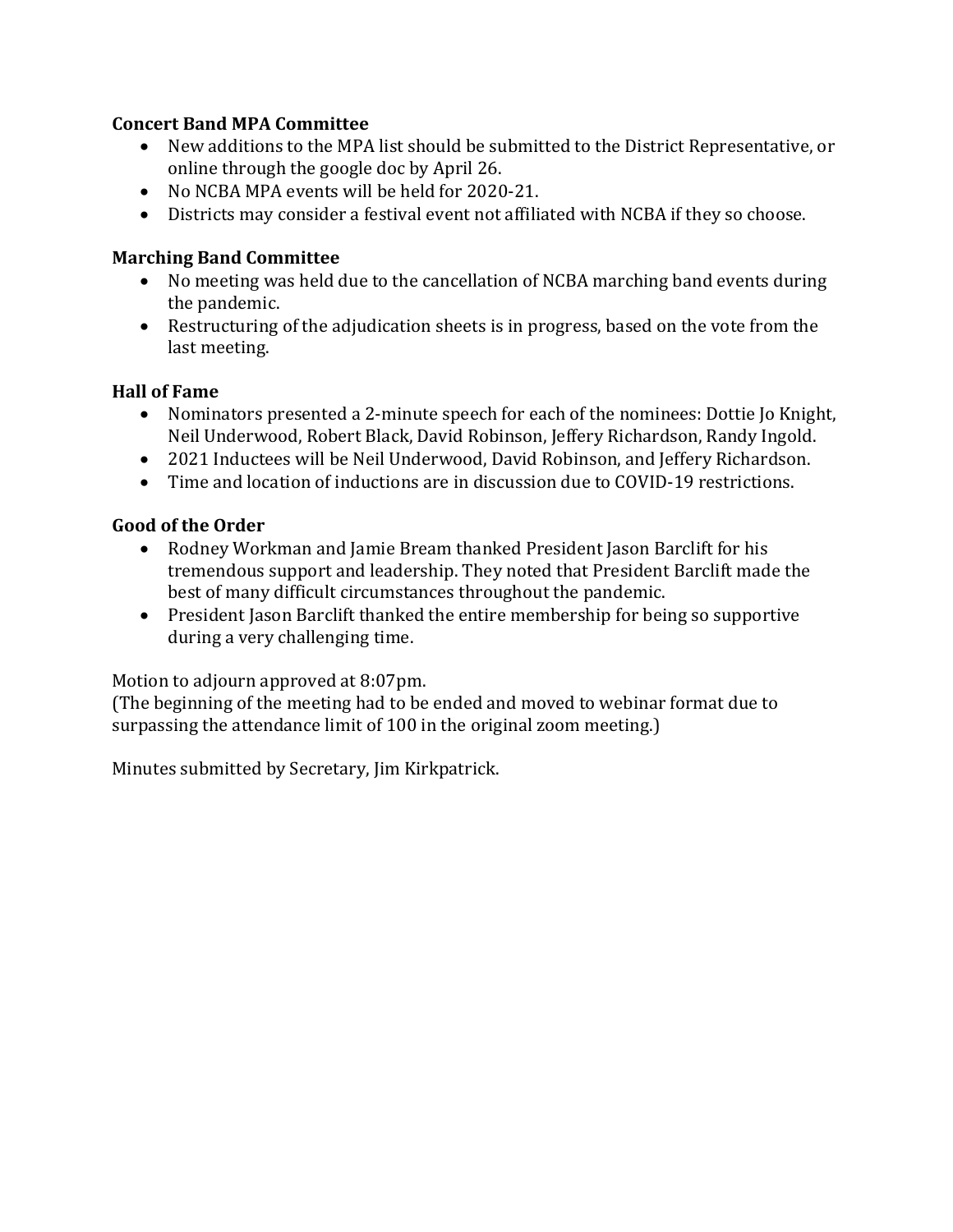**Concert Band MPA Committee**

- New additions to the MPA list should be submitted to the District Representative, or online through the google doc by April 26.
- No NCBA MPA events will be held for 2020-21.
- Districts may consider a festival event not affiliated with NCBA if they so choose.

**Marching Band Committee**

- No meeting was held due to the cancellation of NCBA marching band events during the pandemic.
- Restructuring of the adjudication sheets is in progress, based on the vote from the last meeting.

**Hall of Fame**

- Nominators presented a 2-minute speech for each of the nominees: Dottie Jo Knight, Neil Underwood, Robert Black, David Robinson, Jeffery Richardson, Randy Ingold.
- 2021 Inductees will be Neil Underwood, David Robinson, and Jeffery Richardson.
- Time and location of inductions are in discussion due to COVID-19 restrictions.

**Good of the Order**

- Rodney Workman and Jamie Bream thanked President Jason Barclift for his tremendous support and leadership. They noted that President Barclift made the best of many difficult circumstances throughout the pandemic.
- President Jason Barclift thanked the entire membership for being so supportive during a very challenging time.

Motion to adjourn approved at 8:07pm.
(The beginning of the meeting had to be ended and moved to webinar format due to surpassing the attendance limit of 100 in the original zoom meeting.)

Minutes submitted by Secretary, Jim Kirkpatrick.